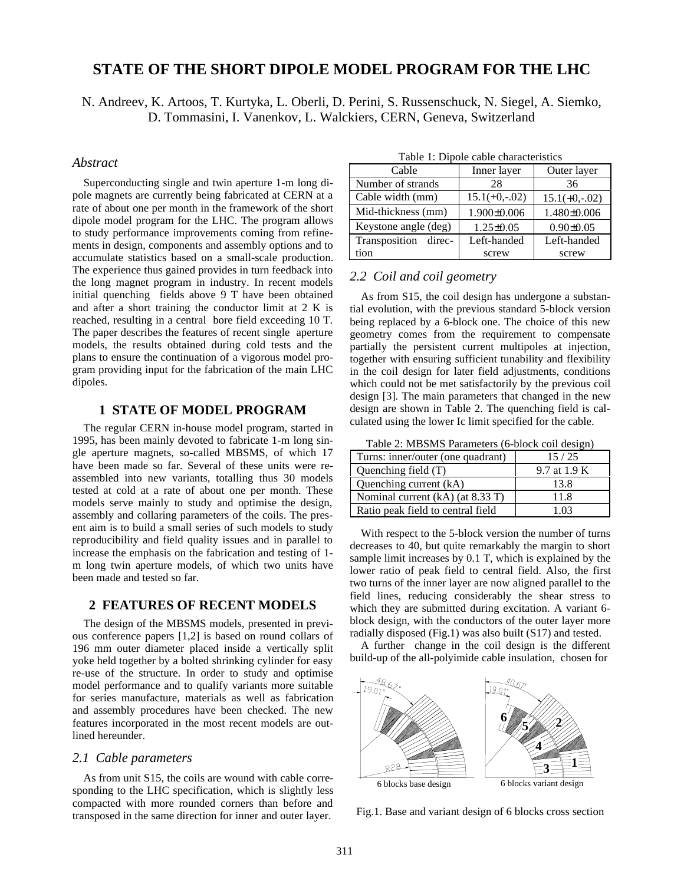# STATE OF THE SHORT DIPOLE MODEL PROGRAM FOR THE LHC

N. Andreev, K. Artoos, T. Kurtyka, L. Oberli, D. Perini, S. Russenschuck, N. Siegel, A. Siemko, D. Tommasini, I. Vanenkov, L. Walckiers, CERN, Geneva, Switzerland

## *Abstract*

Superconducting single and twin aperture 1-m long dipole magnets are currently being fabricated at CERN at a rate of about one per month in the framework of the short dipole model program for the LHC. The program allows to study performance improvements coming from refinements in design, components and assembly options and to accumulate statistics based on a small-scale production. The experience thus gained provides in turn feedback into the long magnet program in industry. In recent models initial quenching fields above 9 T have been obtained and after a short training the conductor limit at 2 K is reached, resulting in a central bore field exceeding 10 T. The paper describes the features of recent single aperture models, the results obtained during cold tests and the plans to ensure the continuation of a vigorous model program providing input for the fabrication of the main LHC dipoles.

## 1 STATE OF MODEL PROGRAM

The regular CERN in-house model program, started in 1995, has been mainly devoted to fabricate 1-m long single aperture magnets, so-called MBSMS, of which 17 have been made so far. Several of these units were re-assembled into new variants, totalling thus 30 models tested at cold at a rate of about one per month. These models serve mainly to study and optimise the design, assembly and collaring parameters of the coils. The present aim is to build a small series of such models to study reproducibility and field quality issues and in parallel to increase the emphasis on the fabrication and testing of 1-m long twin aperture models, of which two units have been made and tested so far.

## 2 FEATURES OF RECENT MODELS

The design of the MBSMS models, presented in previous conference papers [1,2] is based on round collars of 196 mm outer diameter placed inside a vertically split yoke held together by a bolted shrinking cylinder for easy re-use of the structure. In order to study and optimise model performance and to qualify variants more suitable for series manufacture, materials as well as fabrication and assembly procedures have been checked. The new features incorporated in the most recent models are outlined hereunder.

### *2.1 Cable parameters*

As from unit S15, the coils are wound with cable corresponding to the LHC specification, which is slightly less compacted with more rounded corners than before and transposed in the same direction for inner and outer layer.

Table 1: Dipole cable characteristics

| Cable | Inner layer | Outer layer |
|---|---|---|
| Number of strands | 28 | 36 |
| Cable width (mm) | 15.1(+0,-.02) | 15.1(+0,-.02) |
| Mid-thickness (mm) | 1.900±0.006 | 1.480±0.006 |
| Keystone angle (deg) | 1.25±0.05 | 0.90±0.05 |
| Transposition direction | Left-handed screw | Left-handed screw |

### *2.2 Coil and coil geometry*

As from S15, the coil design has undergone a substantial evolution, with the previous standard 5-block version being replaced by a 6-block one. The choice of this new geometry comes from the requirement to compensate partially the persistent current multipoles at injection, together with ensuring sufficient tunability and flexibility in the coil design for later field adjustments, conditions which could not be met satisfactorily by the previous coil design [3]. The main parameters that changed in the new design are shown in Table 2. The quenching field is calculated using the lower Ic limit specified for the cable.

Table 2: MBSMS Parameters (6-block coil design)

| Turns: inner/outer (one quadrant) | 15 / 25 |
|---|---|
| Quenching field (T) | 9.7 at 1.9 K |
| Quenching current (kA) | 13.8 |
| Nominal current (kA) (at 8.33 T) | 11.8 |
| Ratio peak field to central field | 1.03 |

With respect to the 5-block version the number of turns decreases to 40, but quite remarkably the margin to short sample limit increases by 0.1 T, which is explained by the lower ratio of peak field to central field. Also, the first two turns of the inner layer are now aligned parallel to the field lines, reducing considerably the shear stress to which they are submitted during excitation. A variant 6-block design, with the conductors of the outer layer more radially disposed (Fig.1) was also built (S17) and tested.

A further change in the coil design is the different build-up of the all-polyimide cable insulation, chosen for

6 blocks base design | 6 blocks variant design

Fig.1. Base and variant design of 6 blocks cross section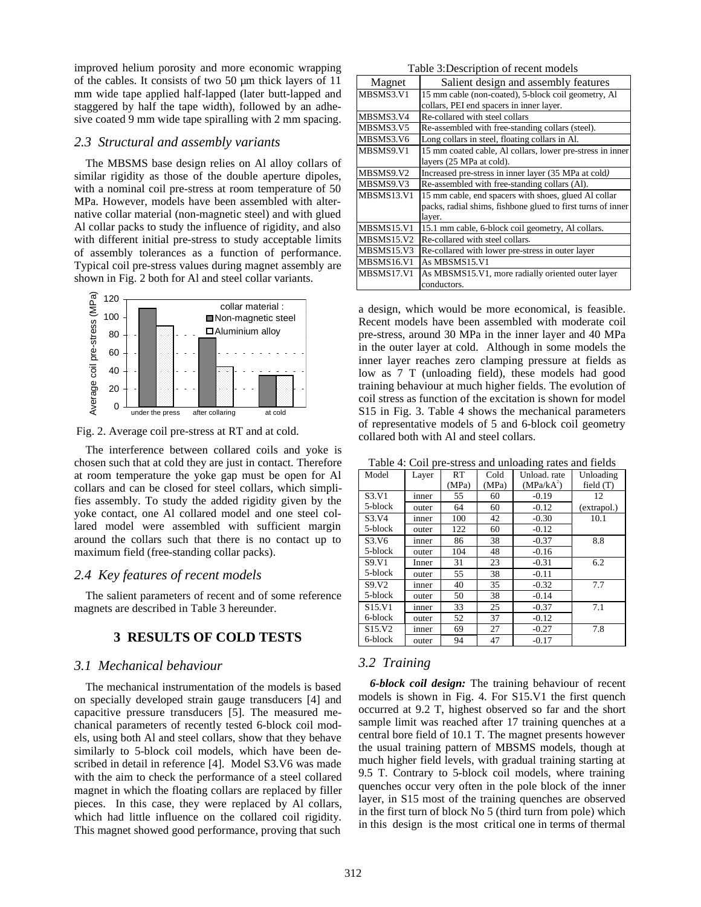improved helium porosity and more economic wrapping of the cables. It consists of two 50 µm thick layers of 11 mm wide tape applied half-lapped (later butt-lapped and staggered by half the tape width), followed by an adhesive coated 9 mm wide tape spiralling with 2 mm spacing.

### *2.3 Structural and assembly variants*

The MBSMS base design relies on Al alloy collars of similar rigidity as those of the double aperture dipoles, with a nominal coil pre-stress at room temperature of 50 MPa. However, models have been assembled with alternative collar material (non-magnetic steel) and with glued Al collar packs to study the influence of rigidity, and also with different initial pre-stress to study acceptable limits of assembly tolerances as a function of performance. Typical coil pre-stress values during magnet assembly are shown in Fig. 2 both for Al and steel collar variants.

Fig. 2. Average coil pre-stress at RT and at cold.

The interference between collared coils and yoke is chosen such that at cold they are just in contact. Therefore at room temperature the yoke gap must be open for Al collars and can be closed for steel collars, which simplifies assembly. To study the added rigidity given by the yoke contact, one Al collared model and one steel collared model were assembled with sufficient margin around the collars such that there is no contact up to maximum field (free-standing collar packs).

### *2.4 Key features of recent models*

The salient parameters of recent and of some reference magnets are described in Table 3 hereunder.

Table 3:Description of recent models

| Magnet | Salient design and assembly features |
|---|---|
| MBSMS3.V1 | 15 mm cable (non-coated), 5-block coil geometry, Al collars, PEI end spacers in inner layer. |
| MBSMS3.V4 | Re-collared with steel collars |
| MBSMS3.V5 | Re-assembled with free-standing collars (steel). |
| MBSMS3.V6 | Long collars in steel, floating collars in Al. |
| MBSMS9.V1 | 15 mm coated cable, Al collars, lower pre-stress in inner layers (25 MPa at cold). |
| MBSMS9.V2 | Increased pre-stress in inner layer (35 MPa at cold) |
| MBSMS9.V3 | Re-assembled with free-standing collars (Al). |
| MBSMS13.V1 | 15 mm cable, end spacers with shoes, glued Al collar packs, radial shims, fishbone glued to first turns of inner layer. |
| MBSMS15.V1 | 15.1 mm cable, 6-block coil geometry, Al collars. |
| MBSMS15.V2 | Re-collared with steel collars. |
| MBSMS15.V3 | Re-collared with lower pre-stress in outer layer |
| MBSMS16.V1 | As MBSMS15.V1 |
| MBSMS17.V1 | As MBSMS15.V1, more radially oriented outer layer conductors. |

## 3 RESULTS OF COLD TESTS

### *3.1 Mechanical behaviour*

The mechanical instrumentation of the models is based on specially developed strain gauge transducers [4] and capacitive pressure transducers [5]. The measured mechanical parameters of recently tested 6-block coil models, using both Al and steel collars, show that they behave similarly to 5-block coil models, which have been described in detail in reference [4]. Model S3.V6 was made with the aim to check the performance of a steel collared magnet in which the floating collars are replaced by filler pieces. In this case, they were replaced by Al collars, which had little influence on the collared coil rigidity. This magnet showed good performance, proving that such a design, which would be more economical, is feasible. Recent models have been assembled with moderate coil pre-stress, around 30 MPa in the inner layer and 40 MPa in the outer layer at cold. Although in some models the inner layer reaches zero clamping pressure at fields as low as 7 T (unloading field), these models had good training behaviour at much higher fields. The evolution of coil stress as function of the excitation is shown for model S15 in Fig. 3. Table 4 shows the mechanical parameters of representative models of 5 and 6-block coil geometry collared both with Al and steel collars.

Table 4: Coil pre-stress and unloading rates and fields

| Model | Layer | RT (MPa) | Cold (MPa) | Unload. rate (MPa/kA$^2$) | Unloading field (T) |
|---|---|---|---|---|---|
| S3.V1 | inner | 55 | 60 | -0.19 | 12 |
| 5-block | outer | 64 | 60 | -0.12 | (extrapol.) |
| S3.V4 | inner | 100 | 42 | -0.30 | 10.1 |
| 5-block | outer | 122 | 60 | -0.12 | |
| S3.V6 | inner | 86 | 38 | -0.37 | 8.8 |
| 5-block | outer | 104 | 48 | -0.16 | |
| S9.V1 | Inner | 31 | 23 | -0.31 | 6.2 |
| 5-block | outer | 55 | 38 | -0.11 | |
| S9.V2 | inner | 40 | 35 | -0.32 | 7.7 |
| 5-block | outer | 50 | 38 | -0.14 | |
| S15.V1 | inner | 33 | 25 | -0.37 | 7.1 |
| 6-block | outer | 52 | 37 | -0.12 | |
| S15.V2 | inner | 69 | 27 | -0.27 | 7.8 |
| 6-block | outer | 94 | 47 | -0.17 | |

### *3.2 Training*

***6-block coil design:*** The training behaviour of recent models is shown in Fig. 4. For S15.V1 the first quench occurred at 9.2 T, highest observed so far and the short sample limit was reached after 17 training quenches at a central bore field of 10.1 T. The magnet presents however the usual training pattern of MBSMS models, though at much higher field levels, with gradual training starting at 9.5 T. Contrary to 5-block coil models, where training quenches occur very often in the pole block of the inner layer, in S15 most of the training quenches are observed in the first turn of block No 5 (third turn from pole) which in this design is the most critical one in terms of thermal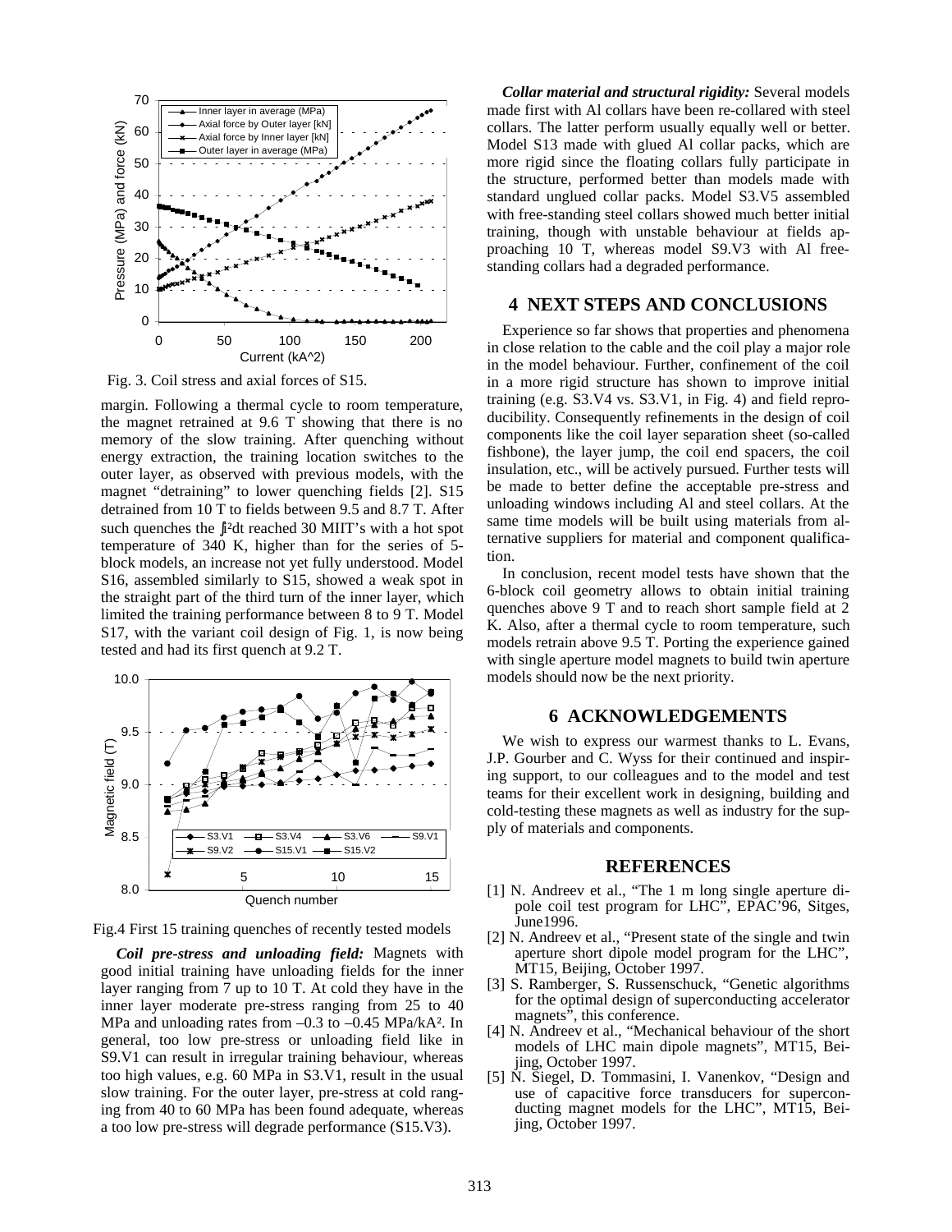70
60
50
40
30
20
10
0
Pressure (MPa) and force (kN)
0
50
100
150
200
Current (kA^2)
Inner layer in average (MPa)
Axial force by Outer layer [kN]
Axial force by Inner layer [kN]
Outer layer in average (MPa)

Fig. 3. Coil stress and axial forces of S15.

margin. Following a thermal cycle to room temperature, the magnet retrained at 9.6 T showing that there is no memory of the slow training. After quenching without energy extraction, the training location switches to the outer layer, as observed with previous models, with the magnet "detraining" to lower quenching fields [2]. S15 detrained from 10 T to fields between 9.5 and 8.7 T. After such quenches the $\int I^2 dt$ reached 30 MIIT's with a hot spot temperature of 340 K, higher than for the series of 5-block models, an increase not yet fully understood. Model S16, assembled similarly to S15, showed a weak spot in the straight part of the third turn of the inner layer, which limited the training performance between 8 to 9 T. Model S17, with the variant coil design of Fig. 1, is now being tested and had its first quench at 9.2 T.

10.0
9.5
9.0
8.5
8.0
Magnetic field (T)
5
10
15
Quench number
S3.V1
S3.V4
S3.V6
S9.V1
S9.V2
S15.V1
S15.V2

Fig.4 First 15 training quenches of recently tested models

***Coil pre-stress and unloading field:*** Magnets with good initial training have unloading fields for the inner layer ranging from 7 up to 10 T. At cold they have in the inner layer moderate pre-stress ranging from 25 to 40 MPa and unloading rates from –0.3 to –0.45 MPa/kA². In general, too low pre-stress or unloading field like in S9.V1 can result in irregular training behaviour, whereas too high values, e.g. 60 MPa in S3.V1, result in the usual slow training. For the outer layer, pre-stress at cold ranging from 40 to 60 MPa has been found adequate, whereas a too low pre-stress will degrade performance (S15.V3).

***Collar material and structural rigidity:*** Several models made first with Al collars have been re-collared with steel collars. The latter perform usually equally well or better. Model S13 made with glued Al collar packs, which are more rigid since the floating collars fully participate in the structure, performed better than models made with standard unglued collar packs. Model S3.V5 assembled with free-standing steel collars showed much better initial training, though with unstable behaviour at fields approaching 10 T, whereas model S9.V3 with Al free-standing collars had a degraded performance.

## 4 NEXT STEPS AND CONCLUSIONS

Experience so far shows that properties and phenomena in close relation to the cable and the coil play a major role in the model behaviour. Further, confinement of the coil in a more rigid structure has shown to improve initial training (e.g. S3.V4 vs. S3.V1, in Fig. 4) and field reproducibility. Consequently refinements in the design of coil components like the coil layer separation sheet (so-called fishbone), the layer jump, the coil end spacers, the coil insulation, etc., will be actively pursued. Further tests will be made to better define the acceptable pre-stress and unloading windows including Al and steel collars. At the same time models will be built using materials from alternative suppliers for material and component qualification.

In conclusion, recent model tests have shown that the 6-block coil geometry allows to obtain initial training quenches above 9 T and to reach short sample field at 2 K. Also, after a thermal cycle to room temperature, such models retrain above 9.5 T. Porting the experience gained with single aperture model magnets to build twin aperture models should now be the next priority.

## 6 ACKNOWLEDGEMENTS

We wish to express our warmest thanks to L. Evans, J.P. Gourber and C. Wyss for their continued and inspiring support, to our colleagues and to the model and test teams for their excellent work in designing, building and cold-testing these magnets as well as industry for the supply of materials and components.

## REFERENCES

[1] N. Andreev et al., "The 1 m long single aperture dipole coil test program for LHC", EPAC'96, Sitges, June1996.

[2] N. Andreev et al., "Present state of the single and twin aperture short dipole model program for the LHC", MT15, Beijing, October 1997.

[3] S. Ramberger, S. Russenschuck, "Genetic algorithms for the optimal design of superconducting accelerator magnets", this conference.

[4] N. Andreev et al., "Mechanical behaviour of the short models of LHC main dipole magnets", MT15, Beijing, October 1997.

[5] N. Siegel, D. Tommasini, I. Vanenkov, "Design and use of capacitive force transducers for superconducting magnet models for the LHC", MT15, Beijing, October 1997.